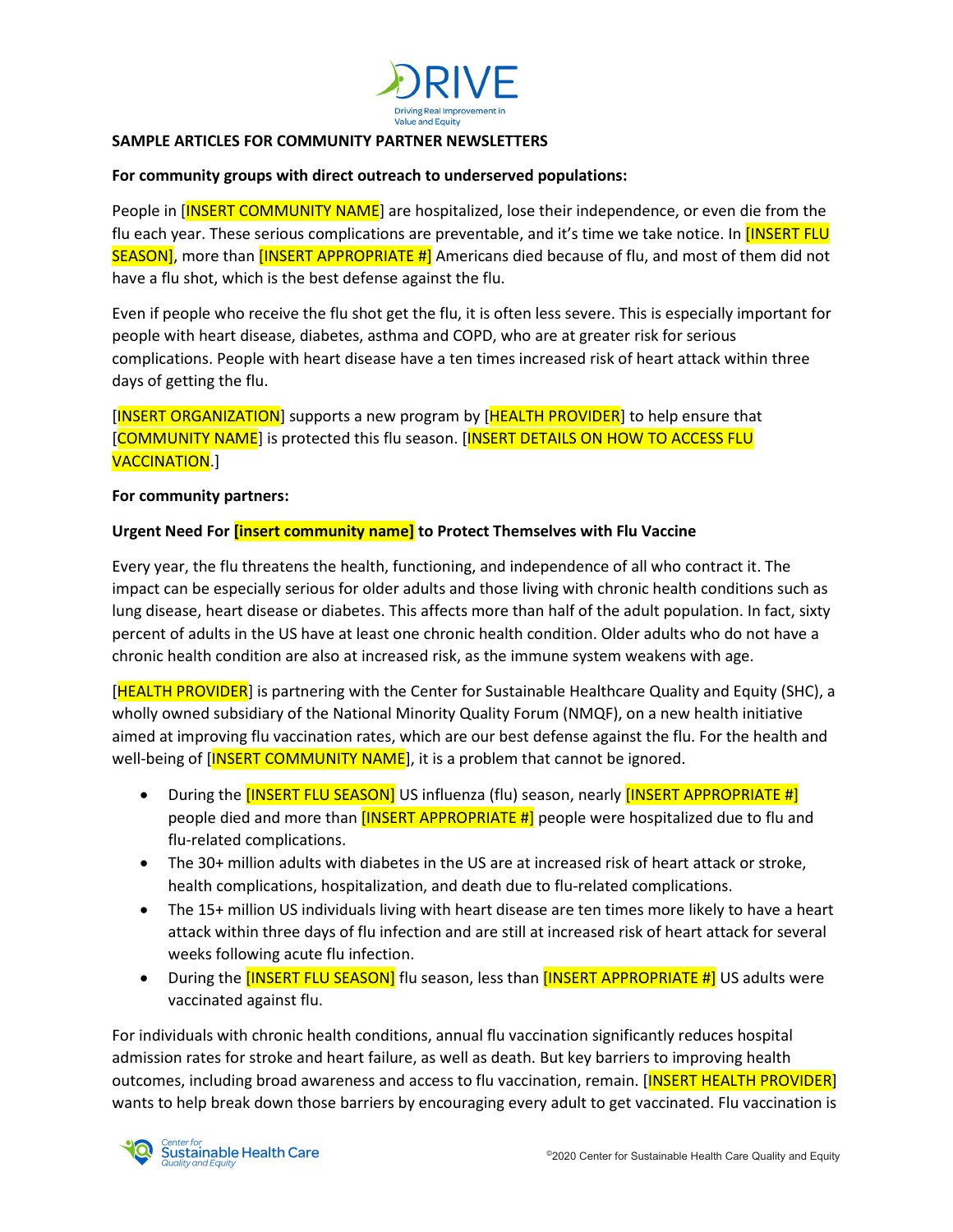**SAMPLE ARTICLES FOR COMMUNITY PARTNER NEWSLETTERS**

**For community groups with direct outreach to underserved populations:**

People in [INSERT COMMUNITY NAME] are hospitalized, lose their independence, or even die from the flu each year. These serious complications are preventable, and it's time we take notice. In [INSERT FLU SEASON], more than [INSERT APPROPRIATE #] Americans died because of flu, and most of them did not have a flu shot, which is the best defense against the flu.

Even if people who receive the flu shot get the flu, it is often less severe. This is especially important for people with heart disease, diabetes, asthma and COPD, who are at greater risk for serious complications. People with heart disease have a ten times increased risk of heart attack within three days of getting the flu.

[INSERT ORGANIZATION] supports a new program by [HEALTH PROVIDER] to help ensure that [COMMUNITY NAME] is protected this flu season. [INSERT DETAILS ON HOW TO ACCESS FLU VACCINATION.]

**For community partners:**

**Urgent Need For [insert community name] to Protect Themselves with Flu Vaccine**

Every year, the flu threatens the health, functioning, and independence of all who contract it. The impact can be especially serious for older adults and those living with chronic health conditions such as lung disease, heart disease or diabetes. This affects more than half of the adult population. In fact, sixty percent of adults in the US have at least one chronic health condition. Older adults who do not have a chronic health condition are also at increased risk, as the immune system weakens with age.

[HEALTH PROVIDER] is partnering with the Center for Sustainable Healthcare Quality and Equity (SHC), a wholly owned subsidiary of the National Minority Quality Forum (NMQF), on a new health initiative aimed at improving flu vaccination rates, which are our best defense against the flu. For the health and well-being of [INSERT COMMUNITY NAME], it is a problem that cannot be ignored.

- During the [INSERT FLU SEASON] US influenza (flu) season, nearly [INSERT APPROPRIATE #] people died and more than [INSERT APPROPRIATE #] people were hospitalized due to flu and flu-related complications.
- The 30+ million adults with diabetes in the US are at increased risk of heart attack or stroke, health complications, hospitalization, and death due to flu-related complications.
- The 15+ million US individuals living with heart disease are ten times more likely to have a heart attack within three days of flu infection and are still at increased risk of heart attack for several weeks following acute flu infection.
- During the [INSERT FLU SEASON] flu season, less than [INSERT APPROPRIATE #] US adults were vaccinated against flu.

For individuals with chronic health conditions, annual flu vaccination significantly reduces hospital admission rates for stroke and heart failure, as well as death. But key barriers to improving health outcomes, including broad awareness and access to flu vaccination, remain. [INSERT HEALTH PROVIDER] wants to help break down those barriers by encouraging every adult to get vaccinated. Flu vaccination is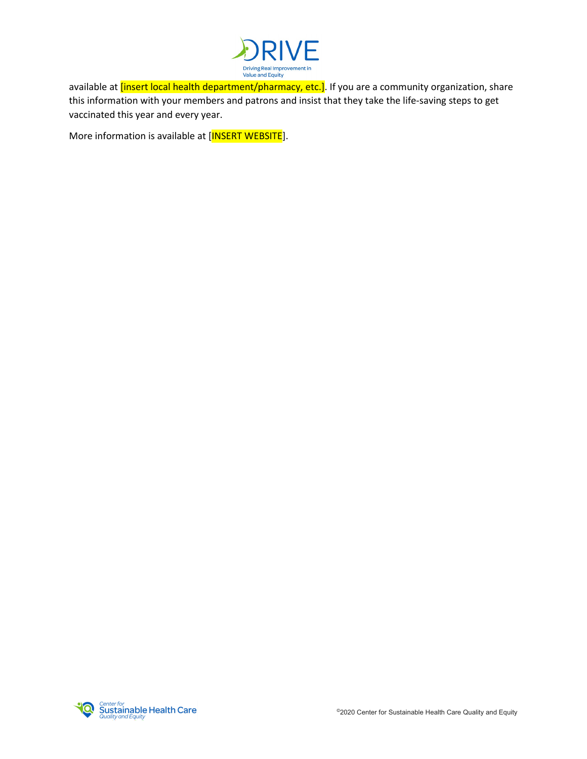available at [insert local health department/pharmacy, etc.]. If you are a community organization, share this information with your members and patrons and insist that they take the life-saving steps to get vaccinated this year and every year.

More information is available at [INSERT WEBSITE].